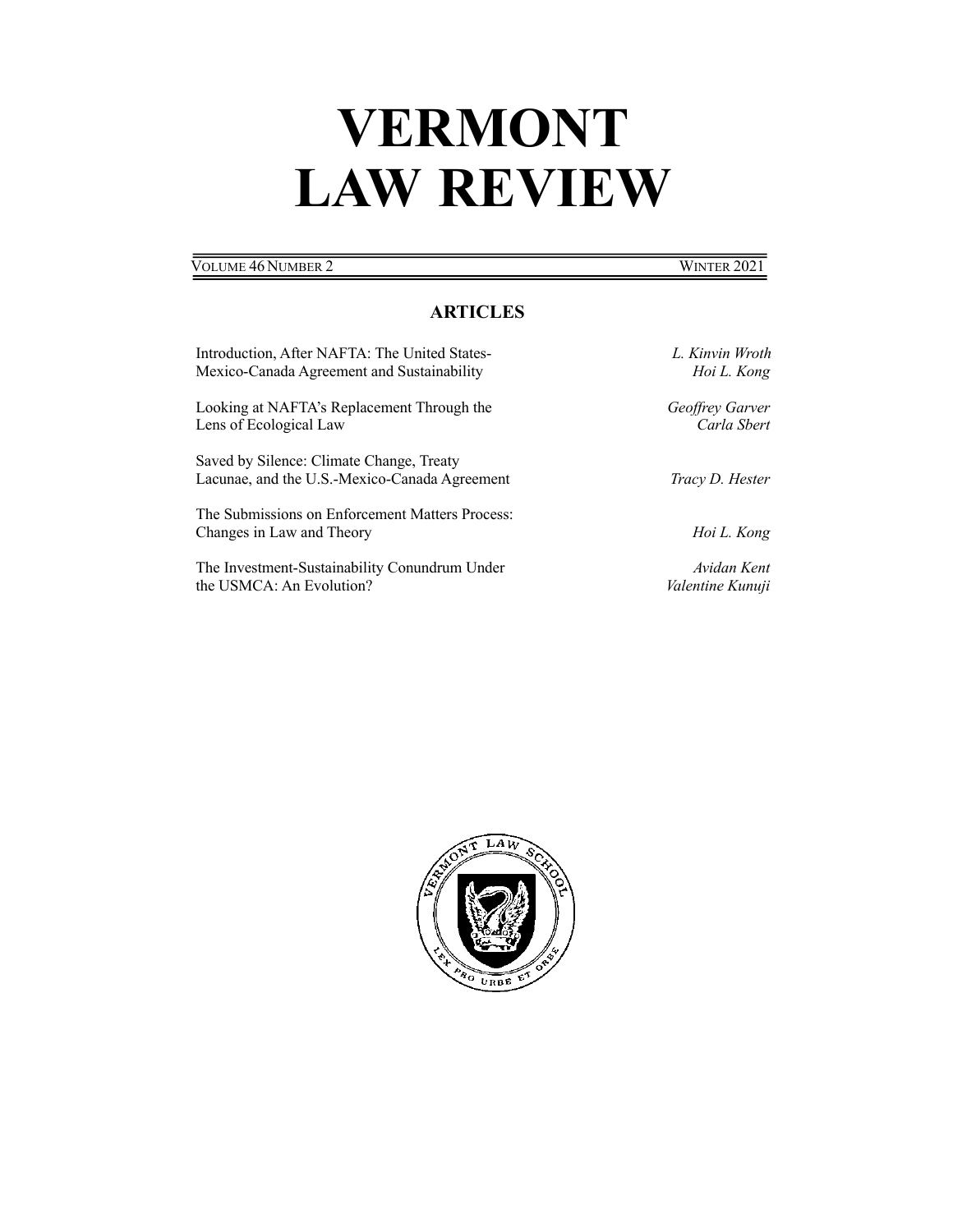# VERMONT LAW REVIEW

VOLUME 46 NUMBER 2 WINTER 2021

## ARTICLES

Introduction, After NAFTA: The United States-Mexico-Canada Agreement and Sustainability — *L. Kinvin Wroth*, *Hoi L. Kong*

Looking at NAFTA's Replacement Through the Lens of Ecological Law — *Geoffrey Garver*, *Carla Sbert*

Saved by Silence: Climate Change, Treaty Lacunae, and the U.S.-Mexico-Canada Agreement — *Tracy D. Hester*

The Submissions on Enforcement Matters Process: Changes in Law and Theory — *Hoi L. Kong*

The Investment-Sustainability Conundrum Under the USMCA: An Evolution? — *Avidan Kent*, *Valentine Kunuji*

VERMONT LAW SCHOOL

LEX PRO URBE ET ORBE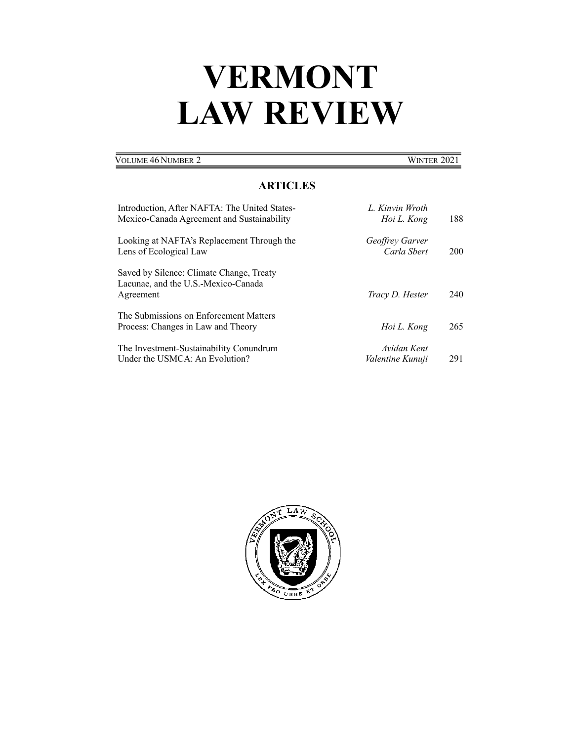# VERMONT LAW REVIEW

VOLUME 46 NUMBER 2 WINTER 2021

## ARTICLES

| | | |
|---|---|---|
| Introduction, After NAFTA: The United States-Mexico-Canada Agreement and Sustainability | *L. Kinvin Wroth*<br>*Hoi L. Kong* | 188 |
| Looking at NAFTA's Replacement Through the Lens of Ecological Law | *Geoffrey Garver*<br>*Carla Sbert* | 200 |
| Saved by Silence: Climate Change, Treaty Lacunae, and the U.S.-Mexico-Canada Agreement | *Tracy D. Hester* | 240 |
| The Submissions on Enforcement Matters Process: Changes in Law and Theory | *Hoi L. Kong* | 265 |
| The Investment-Sustainability Conundrum Under the USMCA: An Evolution? | *Avidan Kent*<br>*Valentine Kunuji* | 291 |

VERMONT LAW SCHOOL

LEX PRO URBE ET ORBE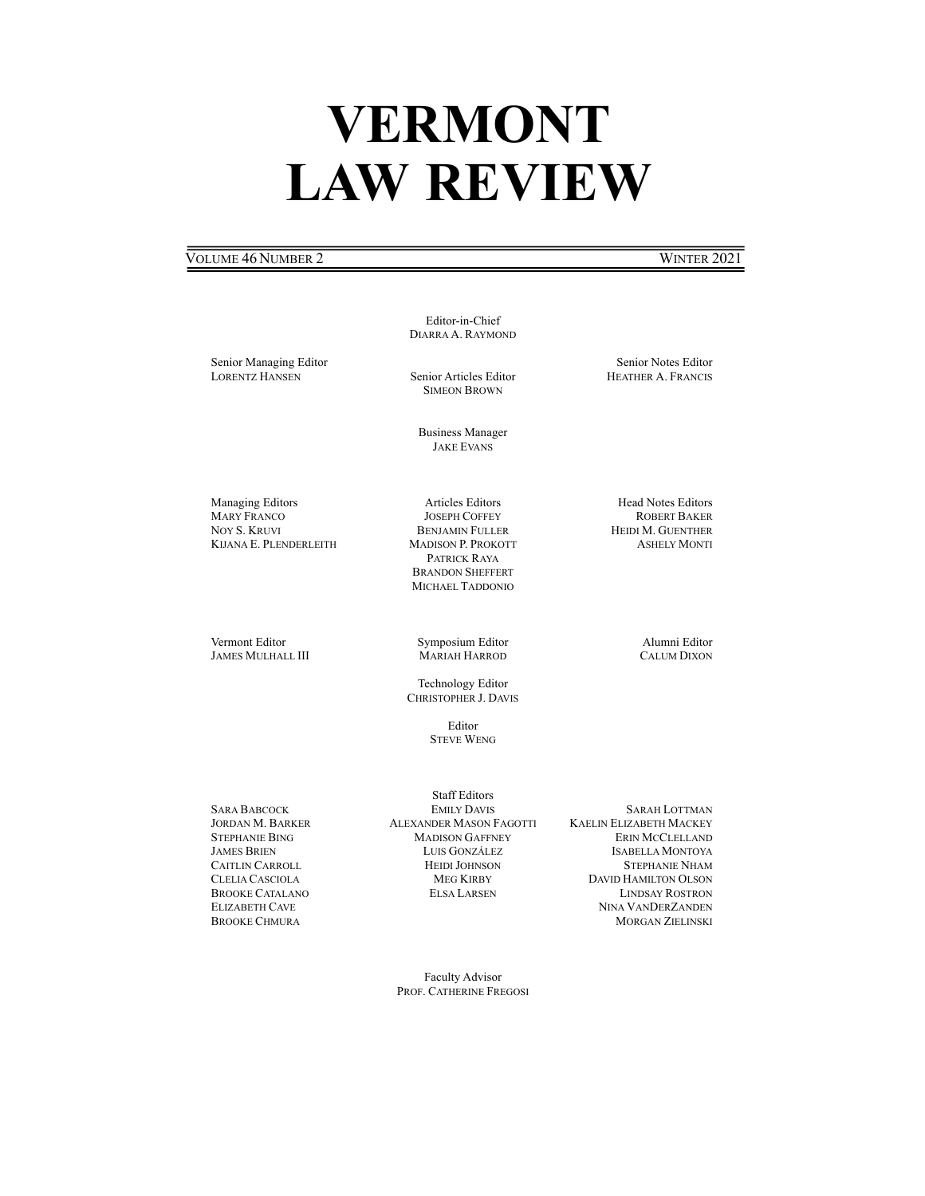# VERMONT LAW REVIEW

VOLUME 46 NUMBER 2 WINTER 2021

Editor-in-Chief
DIARRA A. RAYMOND

Senior Managing Editor
LORENTZ HANSEN

Senior Articles Editor
SIMEON BROWN

Senior Notes Editor
HEATHER A. FRANCIS

Business Manager
JAKE EVANS

Managing Editors
MARY FRANCO
NOY S. KRUVI
KIJANA E. PLENDERLEITH

Articles Editors
JOSEPH COFFEY
BENJAMIN FULLER
MADISON P. PROKOTT
PATRICK RAYA
BRANDON SHEFFERT
MICHAEL TADDONIO

Head Notes Editors
ROBERT BAKER
HEIDI M. GUENTHER
ASHELY MONTI

Vermont Editor
JAMES MULHALL III

Symposium Editor
MARIAH HARROD

Alumni Editor
CALUM DIXON

Technology Editor
CHRISTOPHER J. DAVIS

Editor
STEVE WENG

Staff Editors

SARA BABCOCK
JORDAN M. BARKER
STEPHANIE BING
JAMES BRIEN
CAITLIN CARROLL
CLELIA CASCIOLA
BROOKE CATALANO
ELIZABETH CAVE
BROOKE CHMURA

EMILY DAVIS
ALEXANDER MASON FAGOTTI
MADISON GAFFNEY
LUIS GONZÁLEZ
HEIDI JOHNSON
MEG KIRBY
ELSA LARSEN

SARAH LOTTMAN
KAELIN ELIZABETH MACKEY
ERIN MCCLELLAND
ISABELLA MONTOYA
STEPHANIE NHAM
DAVID HAMILTON OLSON
LINDSAY ROSTRON
NINA VANDERZANDEN
MORGAN ZIELINSKI

Faculty Advisor
PROF. CATHERINE FREGOSI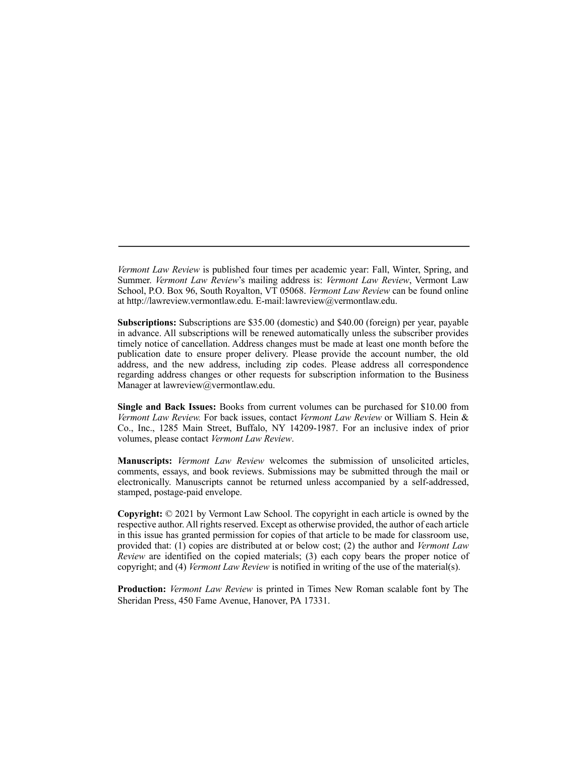---

*Vermont Law Review* is published four times per academic year: Fall, Winter, Spring, and Summer. *Vermont Law Review*'s mailing address is: *Vermont Law Review*, Vermont Law School, P.O. Box 96, South Royalton, VT 05068. *Vermont Law Review* can be found online at http://lawreview.vermontlaw.edu. E-mail: lawreview@vermontlaw.edu.

**Subscriptions:** Subscriptions are $35.00 (domestic) and $40.00 (foreign) per year, payable in advance. All subscriptions will be renewed automatically unless the subscriber provides timely notice of cancellation. Address changes must be made at least one month before the publication date to ensure proper delivery. Please provide the account number, the old address, and the new address, including zip codes. Please address all correspondence regarding address changes or other requests for subscription information to the Business Manager at lawreview@vermontlaw.edu.

**Single and Back Issues:** Books from current volumes can be purchased for $10.00 from *Vermont Law Review.* For back issues, contact *Vermont Law Review* or William S. Hein & Co., Inc., 1285 Main Street, Buffalo, NY 14209-1987. For an inclusive index of prior volumes, please contact *Vermont Law Review*.

**Manuscripts:** *Vermont Law Review* welcomes the submission of unsolicited articles, comments, essays, and book reviews. Submissions may be submitted through the mail or electronically. Manuscripts cannot be returned unless accompanied by a self-addressed, stamped, postage-paid envelope.

**Copyright:** © 2021 by Vermont Law School. The copyright in each article is owned by the respective author. All rights reserved. Except as otherwise provided, the author of each article in this issue has granted permission for copies of that article to be made for classroom use, provided that: (1) copies are distributed at or below cost; (2) the author and *Vermont Law Review* are identified on the copied materials; (3) each copy bears the proper notice of copyright; and (4) *Vermont Law Review* is notified in writing of the use of the material(s).

**Production:** *Vermont Law Review* is printed in Times New Roman scalable font by The Sheridan Press, 450 Fame Avenue, Hanover, PA 17331.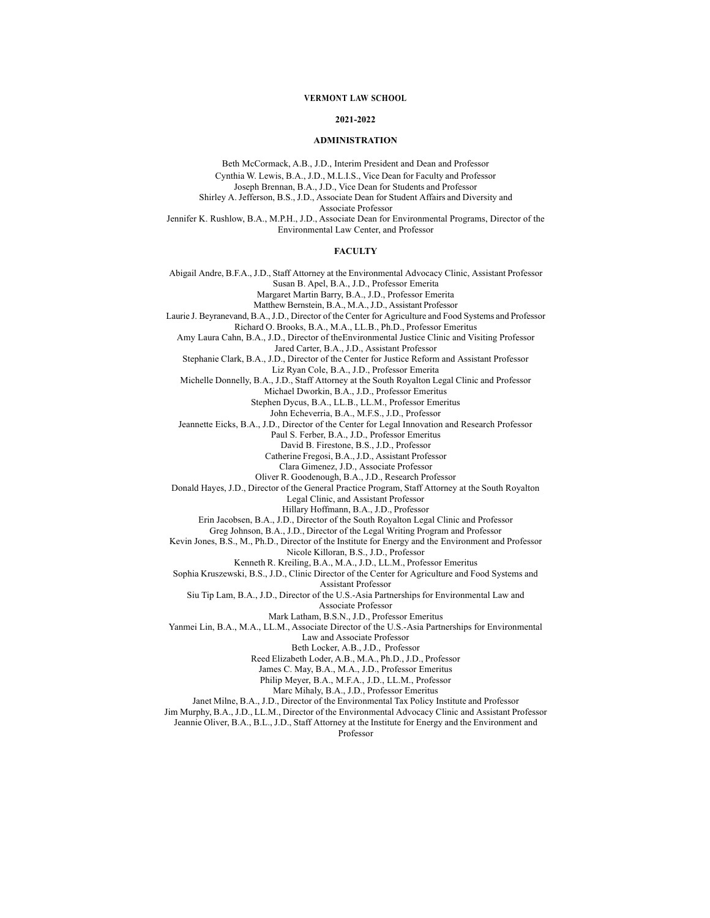**VERMONT LAW SCHOOL**

**2021-2022**

**ADMINISTRATION**

Beth McCormack, A.B., J.D., Interim President and Dean and Professor
Cynthia W. Lewis, B.A., J.D., M.L.I.S., Vice Dean for Faculty and Professor
Joseph Brennan, B.A., J.D., Vice Dean for Students and Professor
Shirley A. Jefferson, B.S., J.D., Associate Dean for Student Affairs and Diversity and Associate Professor
Jennifer K. Rushlow, B.A., M.P.H., J.D., Associate Dean for Environmental Programs, Director of the Environmental Law Center, and Professor

**FACULTY**

Abigail Andre, B.F.A., J.D., Staff Attorney at the Environmental Advocacy Clinic, Assistant Professor
Susan B. Apel, B.A., J.D., Professor Emerita
Margaret Martin Barry, B.A., J.D., Professor Emerita
Matthew Bernstein, B.A., M.A., J.D., Assistant Professor
Laurie J. Beyranevand, B.A., J.D., Director of the Center for Agriculture and Food Systems and Professor
Richard O. Brooks, B.A., M.A., LL.B., Ph.D., Professor Emeritus
Amy Laura Cahn, B.A., J.D., Director of theEnvironmental Justice Clinic and Visiting Professor
Jared Carter, B.A., J.D., Assistant Professor
Stephanie Clark, B.A., J.D., Director of the Center for Justice Reform and Assistant Professor
Liz Ryan Cole, B.A., J.D., Professor Emerita
Michelle Donnelly, B.A., J.D., Staff Attorney at the South Royalton Legal Clinic and Professor
Michael Dworkin, B.A., J.D., Professor Emeritus
Stephen Dycus, B.A., LL.B., LL.M., Professor Emeritus
John Echeverria, B.A., M.F.S., J.D., Professor
Jeannette Eicks, B.A., J.D., Director of the Center for Legal Innovation and Research Professor
Paul S. Ferber, B.A., J.D., Professor Emeritus
David B. Firestone, B.S., J.D., Professor
Catherine Fregosi, B.A., J.D., Assistant Professor
Clara Gimenez, J.D., Associate Professor
Oliver R. Goodenough, B.A., J.D., Research Professor
Donald Hayes, J.D., Director of the General Practice Program, Staff Attorney at the South Royalton Legal Clinic, and Assistant Professor
Hillary Hoffmann, B.A., J.D., Professor
Erin Jacobsen, B.A., J.D., Director of the South Royalton Legal Clinic and Professor
Greg Johnson, B.A., J.D., Director of the Legal Writing Program and Professor
Kevin Jones, B.S., M., Ph.D., Director of the Institute for Energy and the Environment and Professor
Nicole Killoran, B.S., J.D., Professor
Kenneth R. Kreiling, B.A., M.A., J.D., LL.M., Professor Emeritus
Sophia Kruszewski, B.S., J.D., Clinic Director of the Center for Agriculture and Food Systems and Assistant Professor
Siu Tip Lam, B.A., J.D., Director of the U.S.-Asia Partnerships for Environmental Law and Associate Professor
Mark Latham, B.S.N., J.D., Professor Emeritus
Yanmei Lin, B.A., M.A., LL.M., Associate Director of the U.S.-Asia Partnerships for Environmental Law and Associate Professor
Beth Locker, A.B., J.D., Professor
Reed Elizabeth Loder, A.B., M.A., Ph.D., J.D., Professor
James C. May, B.A., M.A., J.D., Professor Emeritus
Philip Meyer, B.A., M.F.A., J.D., LL.M., Professor
Marc Mihaly, B.A., J.D., Professor Emeritus
Janet Milne, B.A., J.D., Director of the Environmental Tax Policy Institute and Professor
Jim Murphy, B.A., J.D., LL.M., Director of the Environmental Advocacy Clinic and Assistant Professor
Jeannie Oliver, B.A., B.L., J.D., Staff Attorney at the Institute for Energy and the Environment and Professor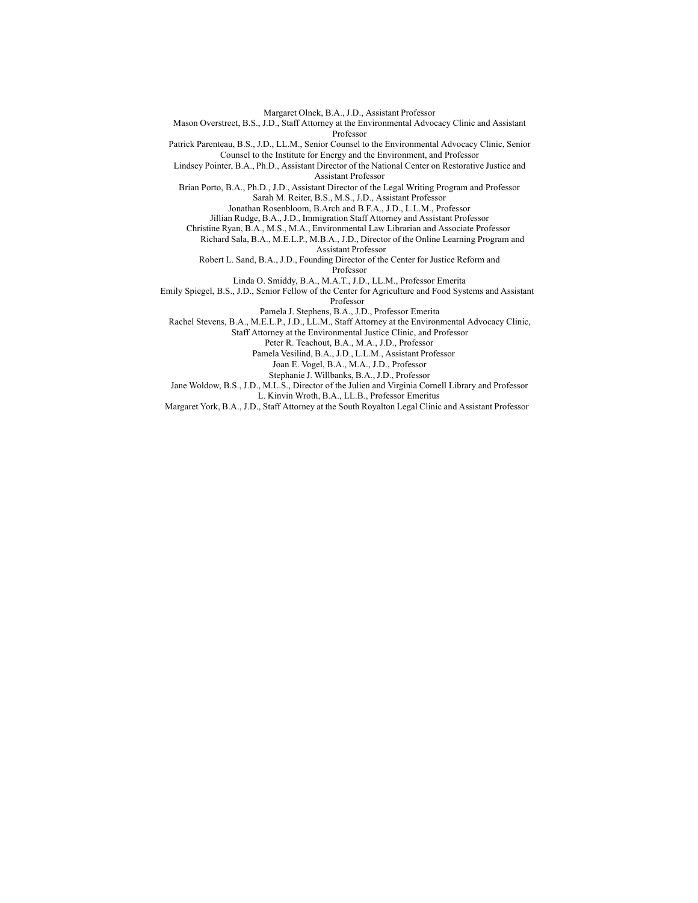Margaret Olnek, B.A., J.D., Assistant Professor

Mason Overstreet, B.S., J.D., Staff Attorney at the Environmental Advocacy Clinic and Assistant Professor

Patrick Parenteau, B.S., J.D., LL.M., Senior Counsel to the Environmental Advocacy Clinic, Senior Counsel to the Institute for Energy and the Environment, and Professor

Lindsey Pointer, B.A., Ph.D., Assistant Director of the National Center on Restorative Justice and Assistant Professor

Brian Porto, B.A., Ph.D., J.D., Assistant Director of the Legal Writing Program and Professor

Sarah M. Reiter, B.S., M.S., J.D., Assistant Professor

Jonathan Rosenbloom, B.Arch and B.F.A., J.D., L.L.M., Professor

Jillian Rudge, B.A., J.D., Immigration Staff Attorney and Assistant Professor

Christine Ryan, B.A., M.S., M.A., Environmental Law Librarian and Associate Professor

Richard Sala, B.A., M.E.L.P., M.B.A., J.D., Director of the Online Learning Program and Assistant Professor

Robert L. Sand, B.A., J.D., Founding Director of the Center for Justice Reform and Professor

Linda O. Smiddy, B.A., M.A.T., J.D., LL.M., Professor Emerita

Emily Spiegel, B.S., J.D., Senior Fellow of the Center for Agriculture and Food Systems and Assistant Professor

Pamela J. Stephens, B.A., J.D., Professor Emerita

Rachel Stevens, B.A., M.E.L.P., J.D., LL.M., Staff Attorney at the Environmental Advocacy Clinic, Staff Attorney at the Environmental Justice Clinic, and Professor

Peter R. Teachout, B.A., M.A., J.D., Professor

Pamela Vesilind, B.A., J.D., L.L.M., Assistant Professor

Joan E. Vogel, B.A., M.A., J.D., Professor

Stephanie J. Willbanks, B.A., J.D., Professor

Jane Woldow, B.S., J.D., M.L.S., Director of the Julien and Virginia Cornell Library and Professor

L. Kinvin Wroth, B.A., LL.B., Professor Emeritus

Margaret York, B.A., J.D., Staff Attorney at the South Royalton Legal Clinic and Assistant Professor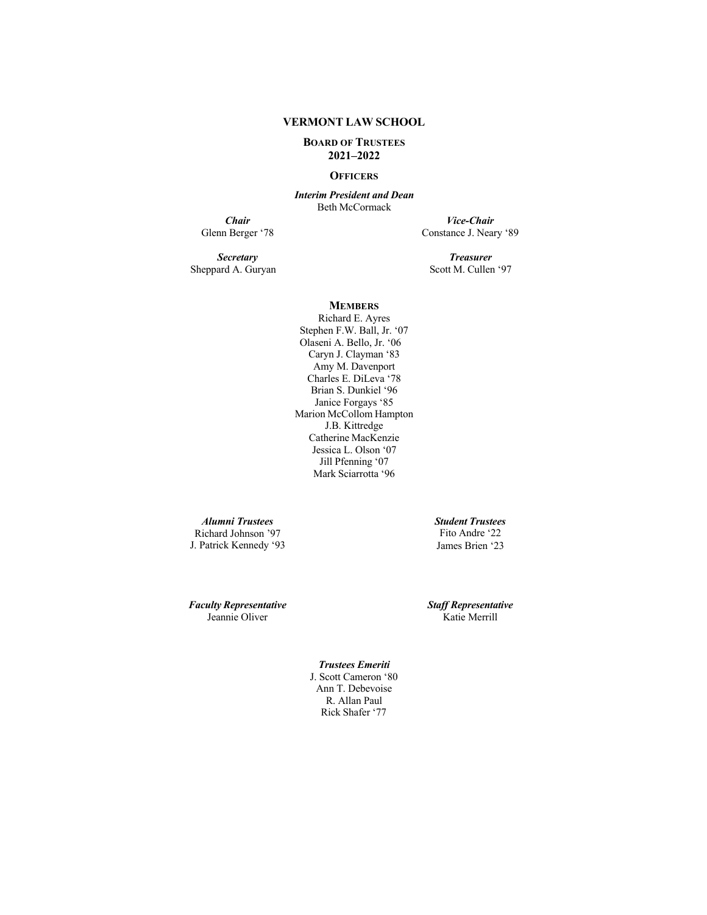# VERMONT LAW SCHOOL

## BOARD OF TRUSTEES
## 2021–2022

### OFFICERS

***Interim President and Dean***
Beth McCormack

***Chair***
Glenn Berger '78

***Vice-Chair***
Constance J. Neary '89

***Secretary***
Sheppard A. Guryan

***Treasurer***
Scott M. Cullen '97

### MEMBERS

Richard E. Ayres
Stephen F.W. Ball, Jr. '07
Olaseni A. Bello, Jr. '06
Caryn J. Clayman '83
Amy M. Davenport
Charles E. DiLeva '78
Brian S. Dunkiel '96
Janice Forgays '85
Marion McCollom Hampton
J.B. Kittredge
Catherine MacKenzie
Jessica L. Olson '07
Jill Pfenning '07
Mark Sciarrotta '96

***Alumni Trustees***
Richard Johnson '97
J. Patrick Kennedy '93

***Student Trustees***
Fito Andre '22
James Brien '23

***Faculty Representative***
Jeannie Oliver

***Staff Representative***
Katie Merrill

***Trustees Emeriti***
J. Scott Cameron '80
Ann T. Debevoise
R. Allan Paul
Rick Shafer '77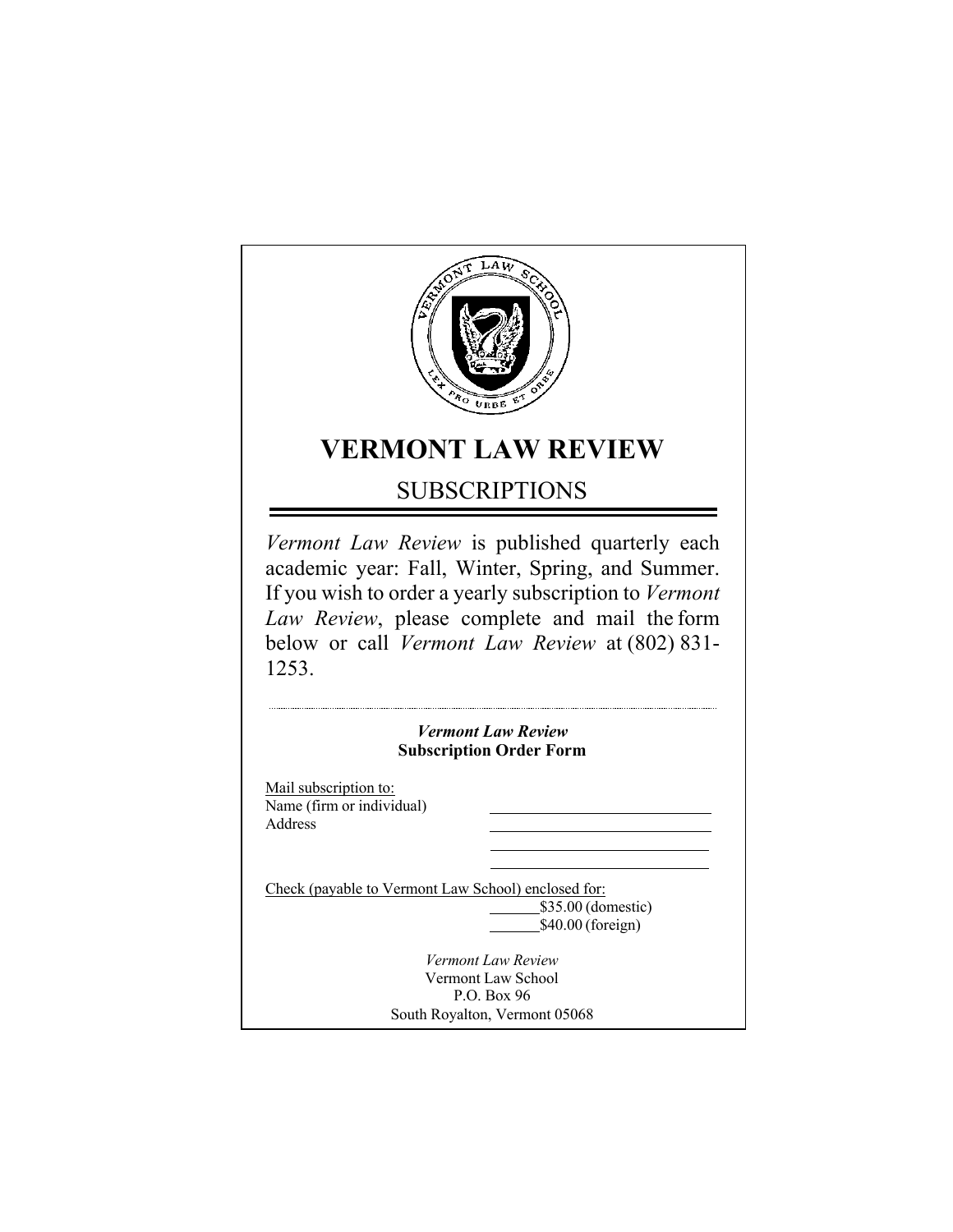# VERMONT LAW REVIEW

## SUBSCRIPTIONS

*Vermont Law Review* is published quarterly each academic year: Fall, Winter, Spring, and Summer. If you wish to order a yearly subscription to *Vermont Law Review*, please complete and mail the form below or call *Vermont Law Review* at (802) 831-1253.

---

***Vermont Law Review***
**Subscription Order Form**

Mail subscription to:
Name (firm or individual) ______________________
Address ______________________
______________________
______________________

Check (payable to Vermont Law School) enclosed for:
______$35.00 (domestic)
______$40.00 (foreign)

*Vermont Law Review*
Vermont Law School
P.O. Box 96
South Royalton, Vermont 05068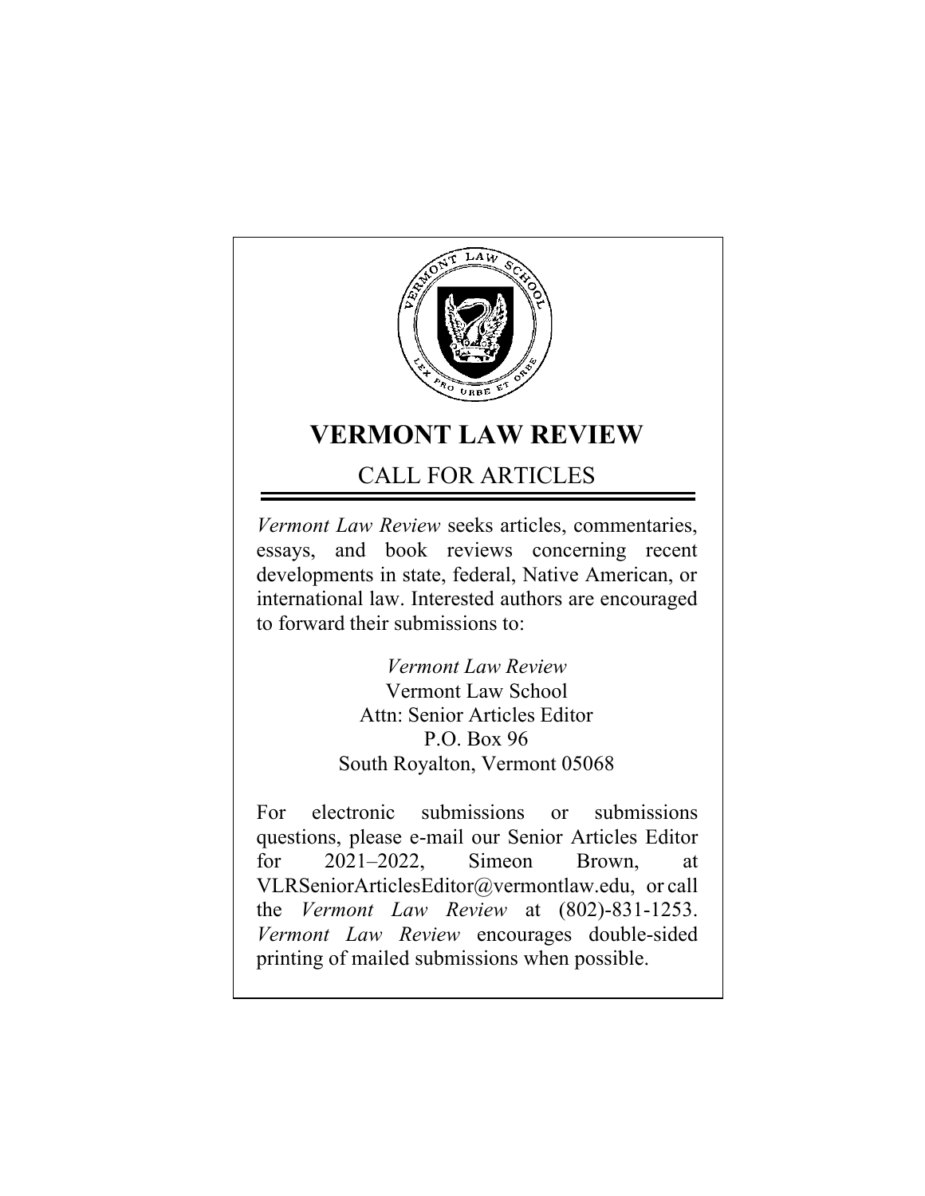# VERMONT LAW REVIEW

## CALL FOR ARTICLES

*Vermont Law Review* seeks articles, commentaries, essays, and book reviews concerning recent developments in state, federal, Native American, or international law. Interested authors are encouraged to forward their submissions to:

*Vermont Law Review*
Vermont Law School
Attn: Senior Articles Editor
P.O. Box 96
South Royalton, Vermont 05068

For electronic submissions or submissions questions, please e-mail our Senior Articles Editor for 2021–2022, Simeon Brown, at VLRSeniorArticlesEditor@vermontlaw.edu, or call the *Vermont Law Review* at (802)-831-1253. *Vermont Law Review* encourages double-sided printing of mailed submissions when possible.